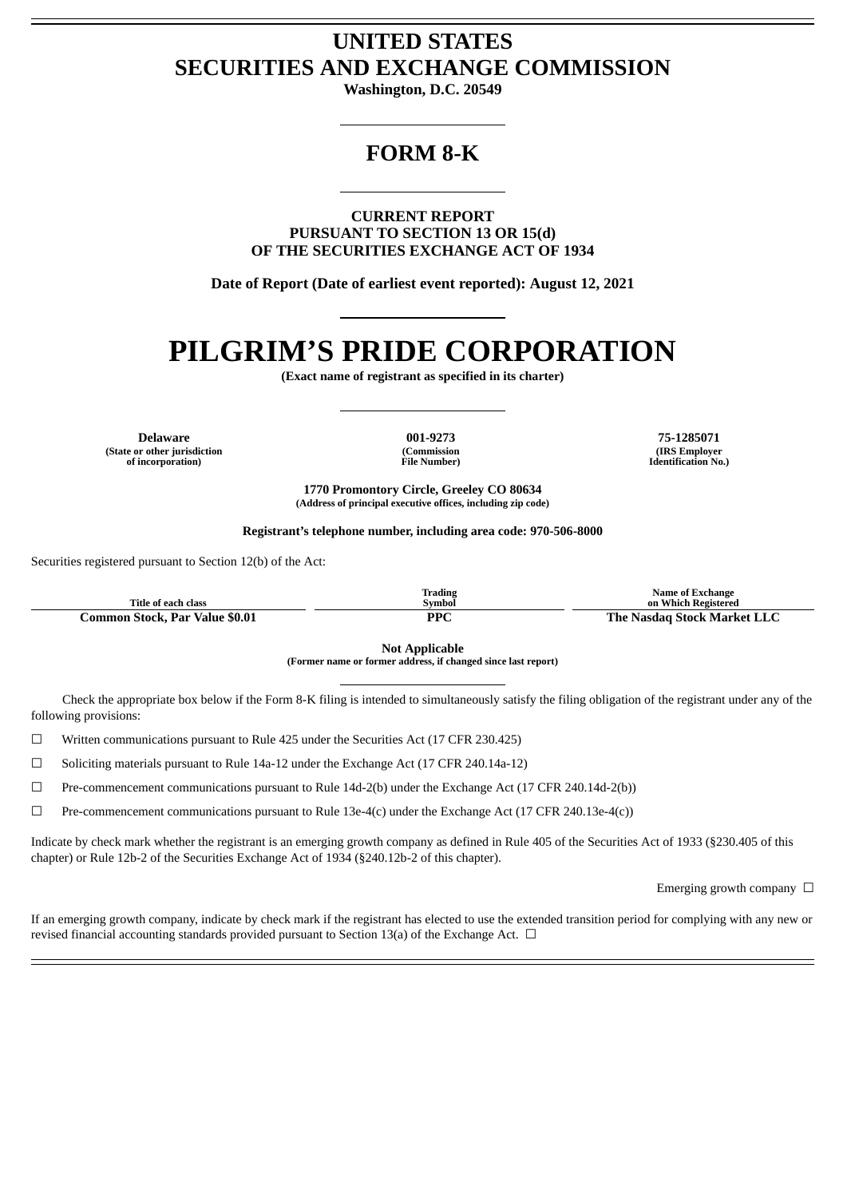# UNITED STATES
# SECURITIES AND EXCHANGE COMMISSION

**Washington, D.C. 20549**

# FORM 8-K

**CURRENT REPORT**
**PURSUANT TO SECTION 13 OR 15(d)**
**OF THE SECURITIES EXCHANGE ACT OF 1934**

**Date of Report (Date of earliest event reported): August 12, 2021**

# PILGRIM'S PRIDE CORPORATION

**(Exact name of registrant as specified in its charter)**

| **Delaware** | **001-9273** | **75-1285071** |
|---|---|---|
| **(State or other jurisdiction of incorporation)** | **(Commission File Number)** | **(IRS Employer Identification No.)** |

**1770 Promontory Circle, Greeley CO 80634**
**(Address of principal executive offices, including zip code)**

**Registrant's telephone number, including area code: 970-506-8000**

Securities registered pursuant to Section 12(b) of the Act:

| Title of each class | Trading Symbol | Name of Exchange on Which Registered |
|---|---|---|
| **Common Stock, Par Value $0.01** | **PPC** | **The Nasdaq Stock Market LLC** |

**Not Applicable**
**(Former name or former address, if changed since last report)**

Check the appropriate box below if the Form 8-K filing is intended to simultaneously satisfy the filing obligation of the registrant under any of the following provisions:

☐ Written communications pursuant to Rule 425 under the Securities Act (17 CFR 230.425)

☐ Soliciting materials pursuant to Rule 14a-12 under the Exchange Act (17 CFR 240.14a-12)

☐ Pre-commencement communications pursuant to Rule 14d-2(b) under the Exchange Act (17 CFR 240.14d-2(b))

☐ Pre-commencement communications pursuant to Rule 13e-4(c) under the Exchange Act (17 CFR 240.13e-4(c))

Indicate by check mark whether the registrant is an emerging growth company as defined in Rule 405 of the Securities Act of 1933 (§230.405 of this chapter) or Rule 12b-2 of the Securities Exchange Act of 1934 (§240.12b-2 of this chapter).

Emerging growth company ☐

If an emerging growth company, indicate by check mark if the registrant has elected to use the extended transition period for complying with any new or revised financial accounting standards provided pursuant to Section 13(a) of the Exchange Act. ☐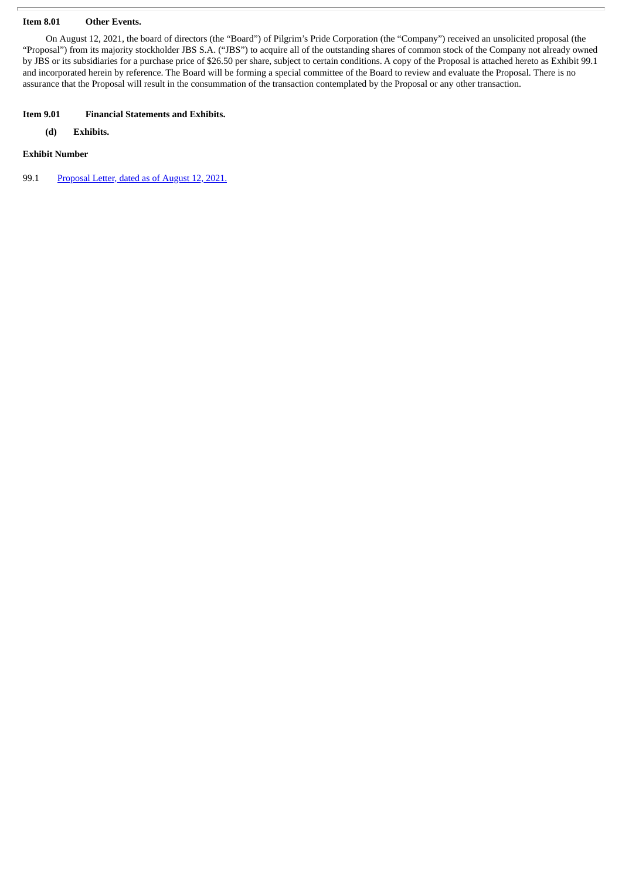**Item 8.01 Other Events.**

On August 12, 2021, the board of directors (the "Board") of Pilgrim's Pride Corporation (the "Company") received an unsolicited proposal (the "Proposal") from its majority stockholder JBS S.A. ("JBS") to acquire all of the outstanding shares of common stock of the Company not already owned by JBS or its subsidiaries for a purchase price of $26.50 per share, subject to certain conditions. A copy of the Proposal is attached hereto as Exhibit 99.1 and incorporated herein by reference. The Board will be forming a special committee of the Board to review and evaluate the Proposal. There is no assurance that the Proposal will result in the consummation of the transaction contemplated by the Proposal or any other transaction.

**Item 9.01 Financial Statements and Exhibits.**

**(d) Exhibits.**

**Exhibit Number**

99.1 Proposal Letter, dated as of August 12, 2021.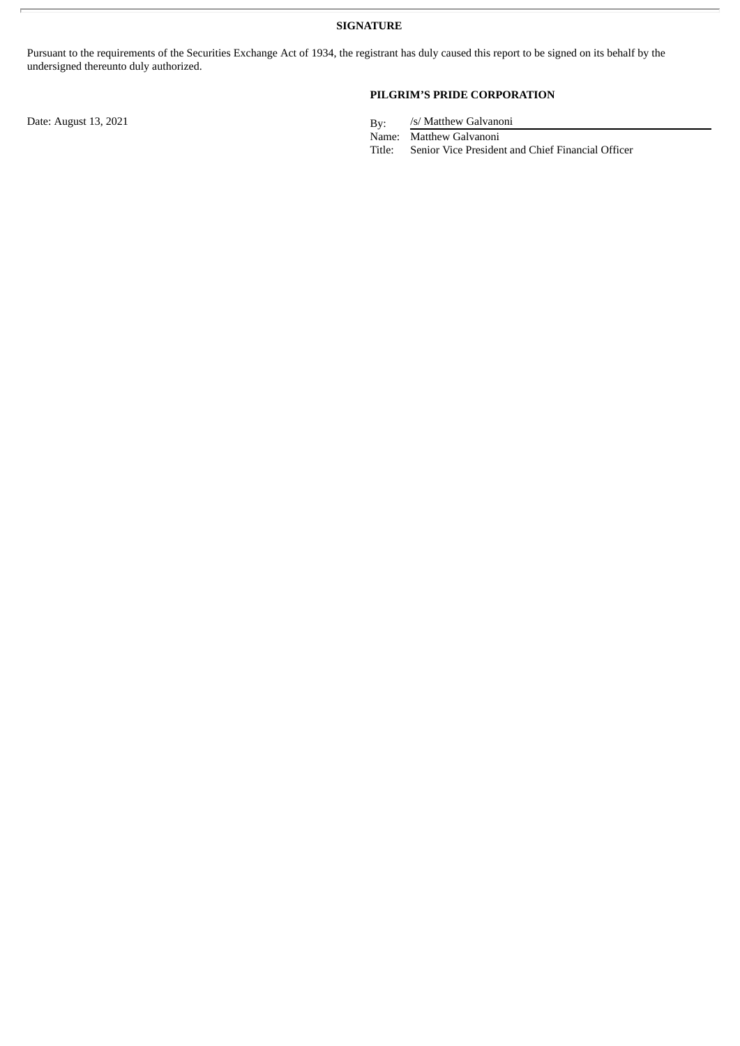**SIGNATURE**

Pursuant to the requirements of the Securities Exchange Act of 1934, the registrant has duly caused this report to be signed on its behalf by the undersigned thereunto duly authorized.

**PILGRIM'S PRIDE CORPORATION**

Date: August 13, 2021

| | |
|---|---|
| By: | /s/ Matthew Galvanoni |
| Name: | Matthew Galvanoni |
| Title: | Senior Vice President and Chief Financial Officer |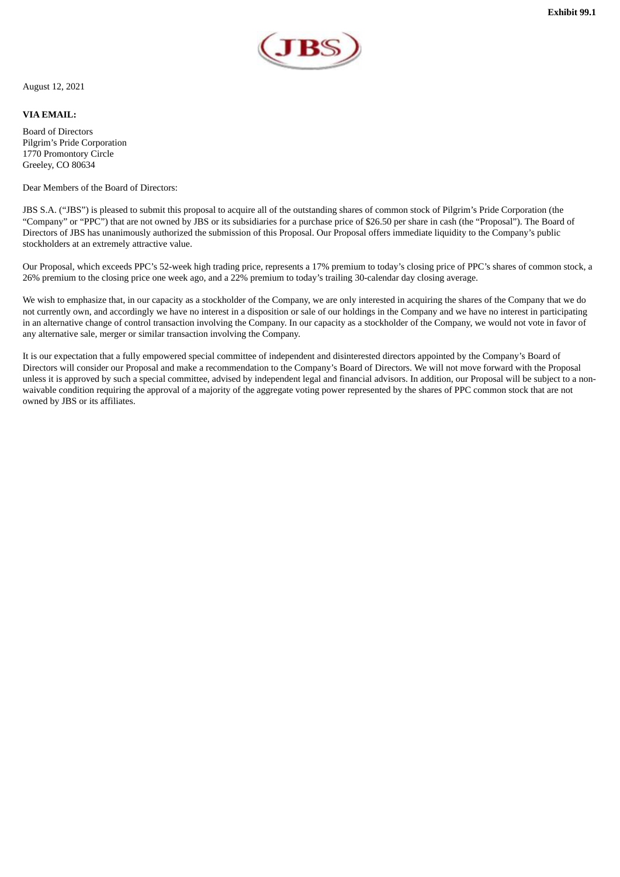**Exhibit 99.1**

August 12, 2021

**VIA EMAIL:**

Board of Directors
Pilgrim's Pride Corporation
1770 Promontory Circle
Greeley, CO 80634

Dear Members of the Board of Directors:

JBS S.A. ("JBS") is pleased to submit this proposal to acquire all of the outstanding shares of common stock of Pilgrim's Pride Corporation (the "Company" or "PPC") that are not owned by JBS or its subsidiaries for a purchase price of $26.50 per share in cash (the "Proposal"). The Board of Directors of JBS has unanimously authorized the submission of this Proposal. Our Proposal offers immediate liquidity to the Company's public stockholders at an extremely attractive value.

Our Proposal, which exceeds PPC's 52-week high trading price, represents a 17% premium to today's closing price of PPC's shares of common stock, a 26% premium to the closing price one week ago, and a 22% premium to today's trailing 30-calendar day closing average.

We wish to emphasize that, in our capacity as a stockholder of the Company, we are only interested in acquiring the shares of the Company that we do not currently own, and accordingly we have no interest in a disposition or sale of our holdings in the Company and we have no interest in participating in an alternative change of control transaction involving the Company. In our capacity as a stockholder of the Company, we would not vote in favor of any alternative sale, merger or similar transaction involving the Company.

It is our expectation that a fully empowered special committee of independent and disinterested directors appointed by the Company's Board of Directors will consider our Proposal and make a recommendation to the Company's Board of Directors. We will not move forward with the Proposal unless it is approved by such a special committee, advised by independent legal and financial advisors. In addition, our Proposal will be subject to a non-waivable condition requiring the approval of a majority of the aggregate voting power represented by the shares of PPC common stock that are not owned by JBS or its affiliates.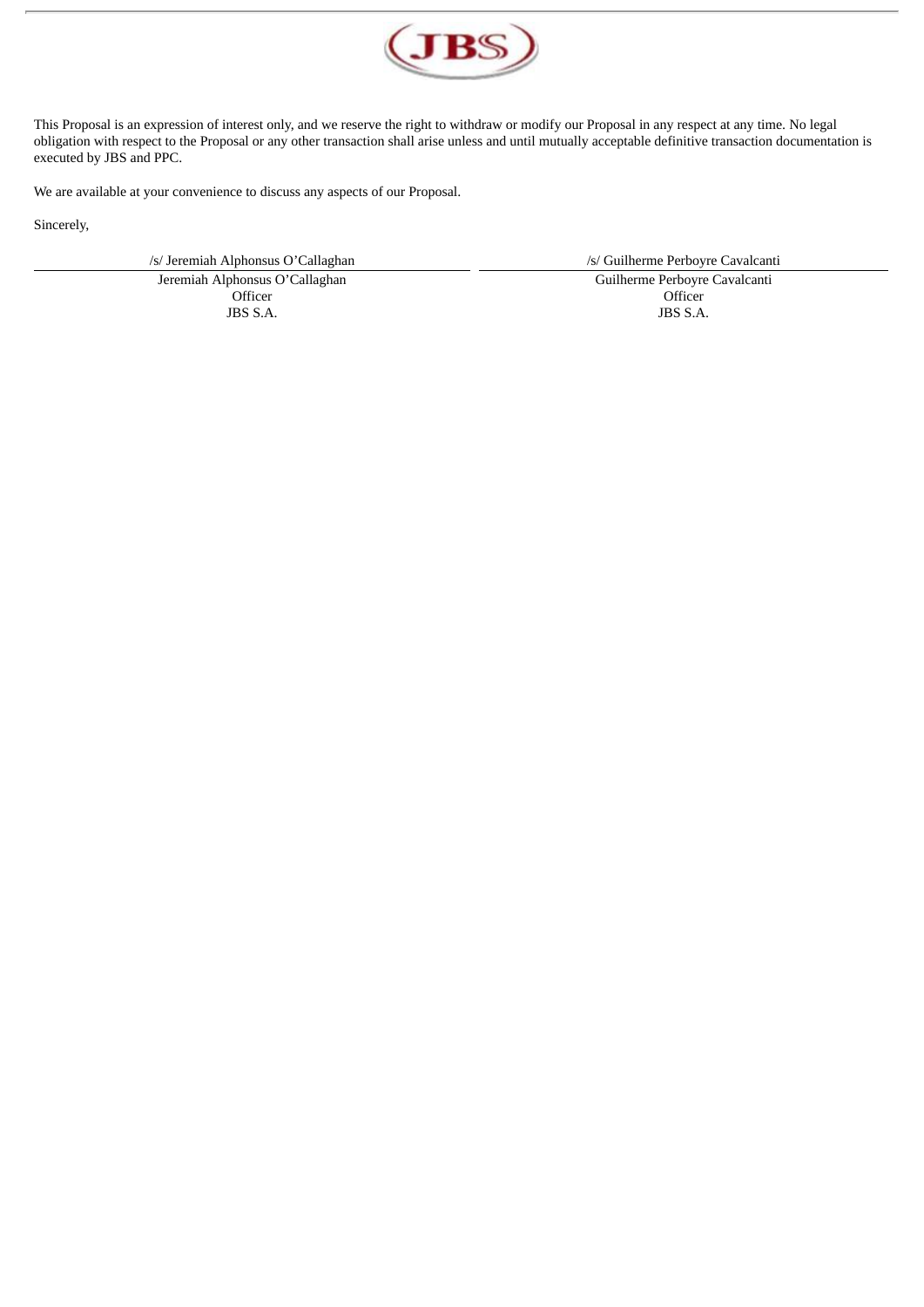This Proposal is an expression of interest only, and we reserve the right to withdraw or modify our Proposal in any respect at any time. No legal obligation with respect to the Proposal or any other transaction shall arise unless and until mutually acceptable definitive transaction documentation is executed by JBS and PPC.

We are available at your convenience to discuss any aspects of our Proposal.

Sincerely,

| | |
|---|---|
| /s/ Jeremiah Alphonsus O'Callaghan | /s/ Guilherme Perboyre Cavalcanti |
| Jeremiah Alphonsus O'Callaghan | Guilherme Perboyre Cavalcanti |
| Officer | Officer |
| JBS S.A. | JBS S.A. |